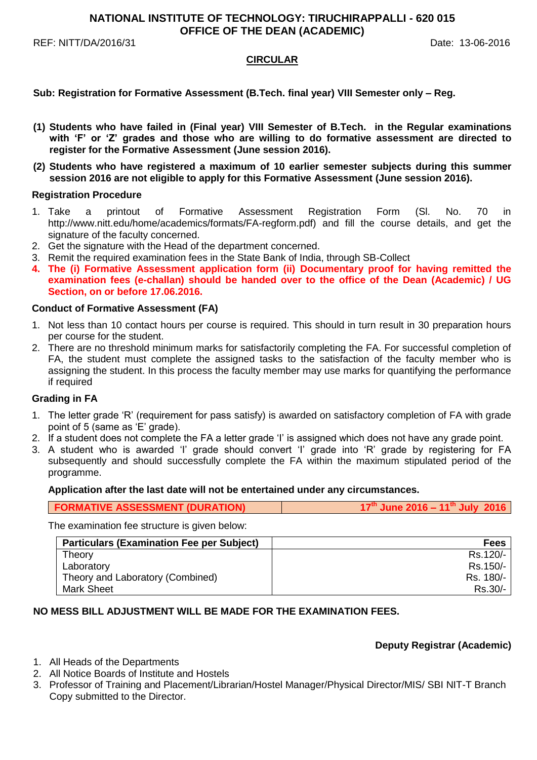**NATIONAL INSTITUTE OF TECHNOLOGY: TIRUCHIRAPPALLI - 620 015**
**OFFICE OF THE DEAN (ACADEMIC)**

REF: NITT/DA/2016/31 Date: 13-06-2016

## CIRCULAR

**Sub: Registration for Formative Assessment (B.Tech. final year) VIII Semester only – Reg.**

**(1) Students who have failed in (Final year) VIII Semester of B.Tech. in the Regular examinations with 'F' or 'Z' grades and those who are willing to do formative assessment are directed to register for the Formative Assessment (June session 2016).**

**(2) Students who have registered a maximum of 10 earlier semester subjects during this summer session 2016 are not eligible to apply for this Formative Assessment (June session 2016).**

### Registration Procedure

1. Take a printout of Formative Assessment Registration Form (Sl. No. 70 in http://www.nitt.edu/home/academics/formats/FA-regform.pdf) and fill the course details, and get the signature of the faculty concerned.
2. Get the signature with the Head of the department concerned.
3. Remit the required examination fees in the State Bank of India, through SB-Collect
4. **The (i) Formative Assessment application form (ii) Documentary proof for having remitted the examination fees (e-challan) should be handed over to the office of the Dean (Academic) / UG Section, on or before 17.06.2016.**

### Conduct of Formative Assessment (FA)

1. Not less than 10 contact hours per course is required. This should in turn result in 30 preparation hours per course for the student.
2. There are no threshold minimum marks for satisfactorily completing the FA. For successful completion of FA, the student must complete the assigned tasks to the satisfaction of the faculty member who is assigning the student. In this process the faculty member may use marks for quantifying the performance if required

### Grading in FA

1. The letter grade 'R' (requirement for pass satisfy) is awarded on satisfactory completion of FA with grade point of 5 (same as 'E' grade).
2. If a student does not complete the FA a letter grade 'I' is assigned which does not have any grade point.
3. A student who is awarded 'I' grade should convert 'I' grade into 'R' grade by registering for FA subsequently and should successfully complete the FA within the maximum stipulated period of the programme.

**Application after the last date will not be entertained under any circumstances.**

| **FORMATIVE ASSESSMENT (DURATION)** | **17th June 2016 – 11th July 2016** |
|---|---|

The examination fee structure is given below:

| Particulars (Examination Fee per Subject) | Fees |
|---|---|
| Theory | Rs.120/- |
| Laboratory | Rs.150/- |
| Theory and Laboratory (Combined) | Rs. 180/- |
| Mark Sheet | Rs.30/- |

**NO MESS BILL ADJUSTMENT WILL BE MADE FOR THE EXAMINATION FEES.**

**Deputy Registrar (Academic)**

1. All Heads of the Departments
2. All Notice Boards of Institute and Hostels
3. Professor of Training and Placement/Librarian/Hostel Manager/Physical Director/MIS/ SBI NIT-T Branch
   Copy submitted to the Director.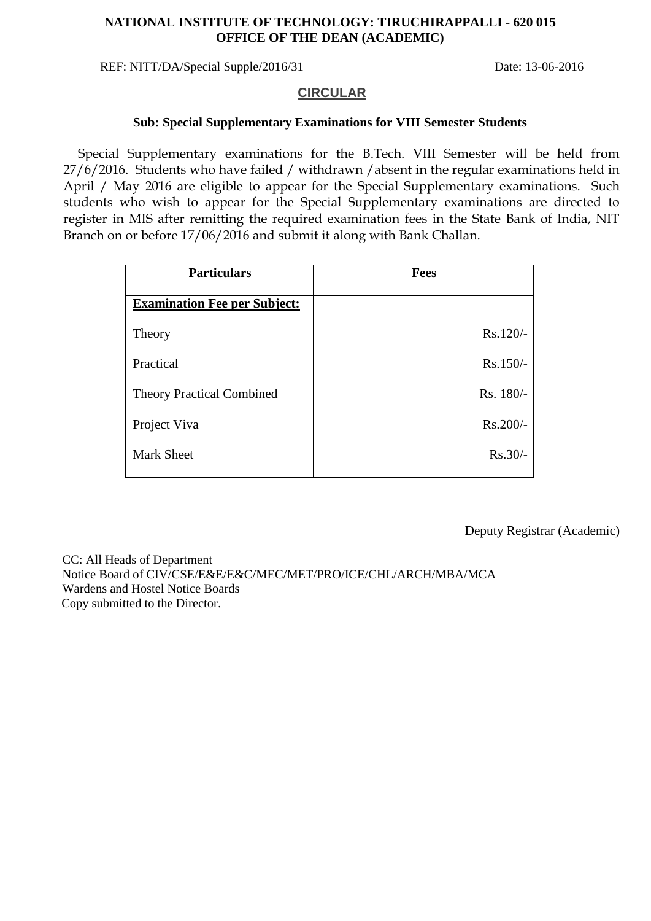**NATIONAL INSTITUTE OF TECHNOLOGY: TIRUCHIRAPPALLI - 620 015**
**OFFICE OF THE DEAN (ACADEMIC)**

REF: NITT/DA/Special Supple/2016/31 Date: 13-06-2016

## CIRCULAR

**Sub: Special Supplementary Examinations for VIII Semester Students**

Special Supplementary examinations for the B.Tech. VIII Semester will be held from 27/6/2016. Students who have failed / withdrawn /absent in the regular examinations held in April / May 2016 are eligible to appear for the Special Supplementary examinations. Such students who wish to appear for the Special Supplementary examinations are directed to register in MIS after remitting the required examination fees in the State Bank of India, NIT Branch on or before 17/06/2016 and submit it along with Bank Challan.

| Particulars | Fees |
|---|---|
| **Examination Fee per Subject:** | |
| Theory | Rs.120/- |
| Practical | Rs.150/- |
| Theory Practical Combined | Rs. 180/- |
| Project Viva | Rs.200/- |
| Mark Sheet | Rs.30/- |

Deputy Registrar (Academic)

CC: All Heads of Department
Notice Board of CIV/CSE/E&E/E&C/MEC/MET/PRO/ICE/CHL/ARCH/MBA/MCA
Wardens and Hostel Notice Boards
Copy submitted to the Director.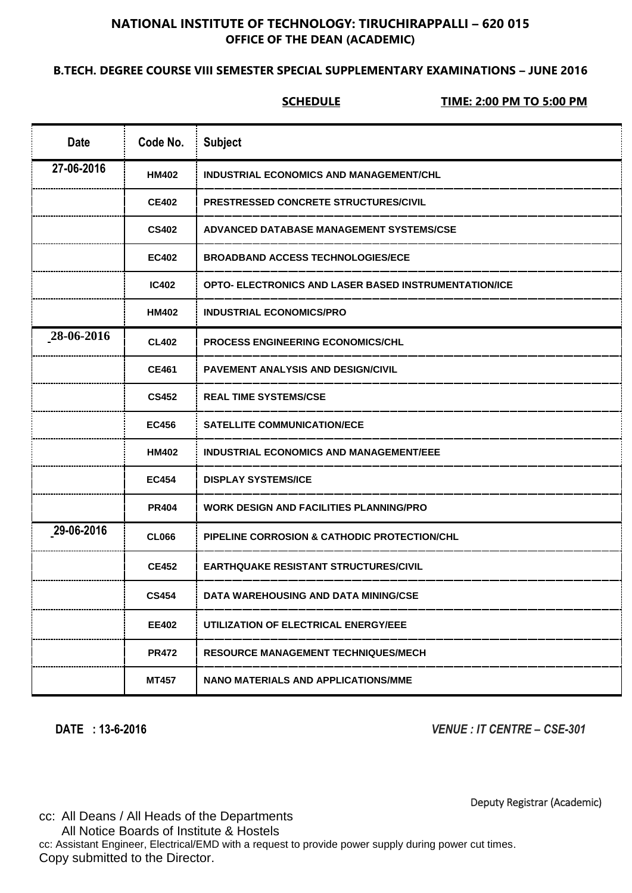**NATIONAL INSTITUTE OF TECHNOLOGY: TIRUCHIRAPPALLI – 620 015**
**OFFICE OF THE DEAN (ACADEMIC)**

**B.TECH. DEGREE COURSE VIII SEMESTER SPECIAL SUPPLEMENTARY EXAMINATIONS – JUNE 2016**

**SCHEDULE** **TIME: 2:00 PM TO 5:00 PM**

| Date | Code No. | Subject |
|---|---|---|
| 27-06-2016 | HM402 | INDUSTRIAL ECONOMICS AND MANAGEMENT/CHL |
| | CE402 | PRESTRESSED CONCRETE STRUCTURES/CIVIL |
| | CS402 | ADVANCED DATABASE MANAGEMENT SYSTEMS/CSE |
| | EC402 | BROADBAND ACCESS TECHNOLOGIES/ECE |
| | IC402 | OPTO- ELECTRONICS AND LASER BASED INSTRUMENTATION/ICE |
| | HM402 | INDUSTRIAL ECONOMICS/PRO |
| 28-06-2016 | CL402 | PROCESS ENGINEERING ECONOMICS/CHL |
| | CE461 | PAVEMENT ANALYSIS AND DESIGN/CIVIL |
| | CS452 | REAL TIME SYSTEMS/CSE |
| | EC456 | SATELLITE COMMUNICATION/ECE |
| | HM402 | INDUSTRIAL ECONOMICS AND MANAGEMENT/EEE |
| | EC454 | DISPLAY SYSTEMS/ICE |
| | PR404 | WORK DESIGN AND FACILITIES PLANNING/PRO |
| 29-06-2016 | CL066 | PIPELINE CORROSION & CATHODIC PROTECTION/CHL |
| | CE452 | EARTHQUAKE RESISTANT STRUCTURES/CIVIL |
| | CS454 | DATA WAREHOUSING AND DATA MINING/CSE |
| | EE402 | UTILIZATION OF ELECTRICAL ENERGY/EEE |
| | PR472 | RESOURCE MANAGEMENT TECHNIQUES/MECH |
| | MT457 | NANO MATERIALS AND APPLICATIONS/MME |

**DATE : 13-6-2016** ***VENUE : IT CENTRE – CSE-301***

Deputy Registrar (Academic)

cc: All Deans / All Heads of the Departments
All Notice Boards of Institute & Hostels
cc: Assistant Engineer, Electrical/EMD with a request to provide power supply during power cut times.
Copy submitted to the Director.